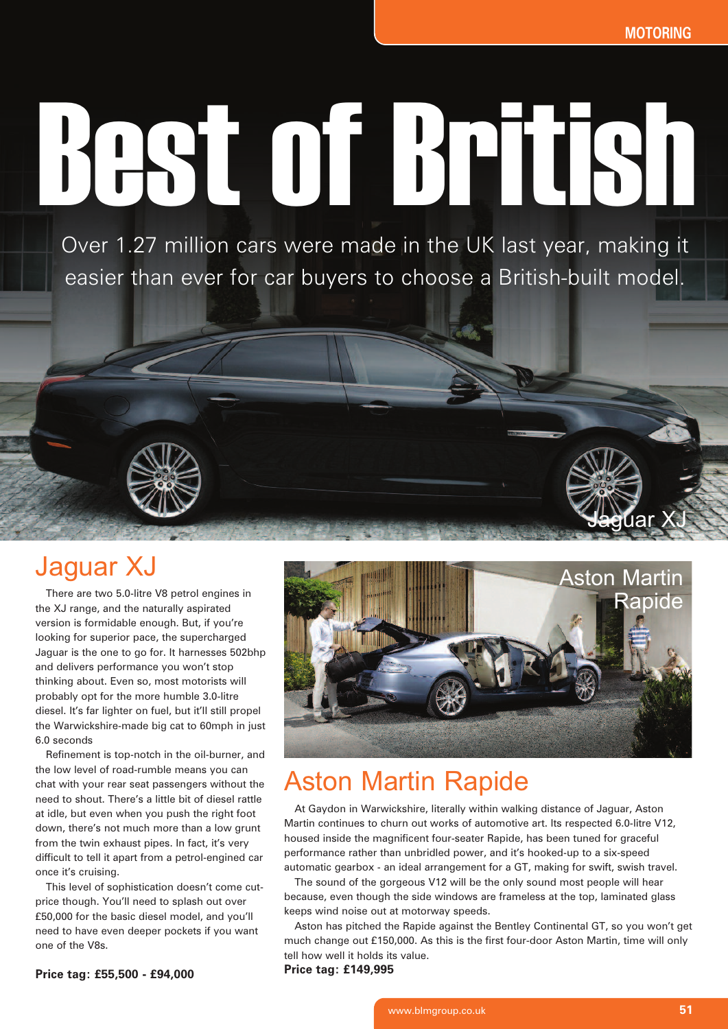# Best of British

Over 1.27 million cars were made in the UK last year, making it easier than ever for car buyers to choose a British-built model.

## Jaguar XJ

There are two 5.0-litre V8 petrol engines in the XJ range, and the naturally aspirated version is formidable enough. But, if you're looking for superior pace, the supercharged Jaguar is the one to go for. It harnesses 502bhp and delivers performance you won't stop thinking about. Even so, most motorists will probably opt for the more humble 3.0-litre diesel. It's far lighter on fuel, but it'll still propel the Warwickshire-made big cat to 60mph in just 6.0 seconds

Refinement is top-notch in the oil-burner, and the low level of road-rumble means you can chat with your rear seat passengers without the need to shout. There's a little bit of diesel rattle at idle, but even when you push the right foot down, there's not much more than a low grunt from the twin exhaust pipes. In fact, it's very difficult to tell it apart from a petrol-engined car once it's cruising.

This level of sophistication doesn't come cut-price though. You'll need to splash out over £50,000 for the basic diesel model, and you'll need to have even deeper pockets if you want one of the V8s.

**Price tag: £55,500 - £94,000**

## Aston Martin Rapide

At Gaydon in Warwickshire, literally within walking distance of Jaguar, Aston Martin continues to churn out works of automotive art. Its respected 6.0-litre V12, housed inside the magnificent four-seater Rapide, has been tuned for graceful performance rather than unbridled power, and it's hooked-up to a six-speed automatic gearbox - an ideal arrangement for a GT, making for swift, swish travel.

The sound of the gorgeous V12 will be the only sound most people will hear because, even though the side windows are frameless at the top, laminated glass keeps wind noise out at motorway speeds.

Aston has pitched the Rapide against the Bentley Continental GT, so you won't get much change out £150,000. As this is the first four-door Aston Martin, time will only tell how well it holds its value.

**Price tag: £149,995**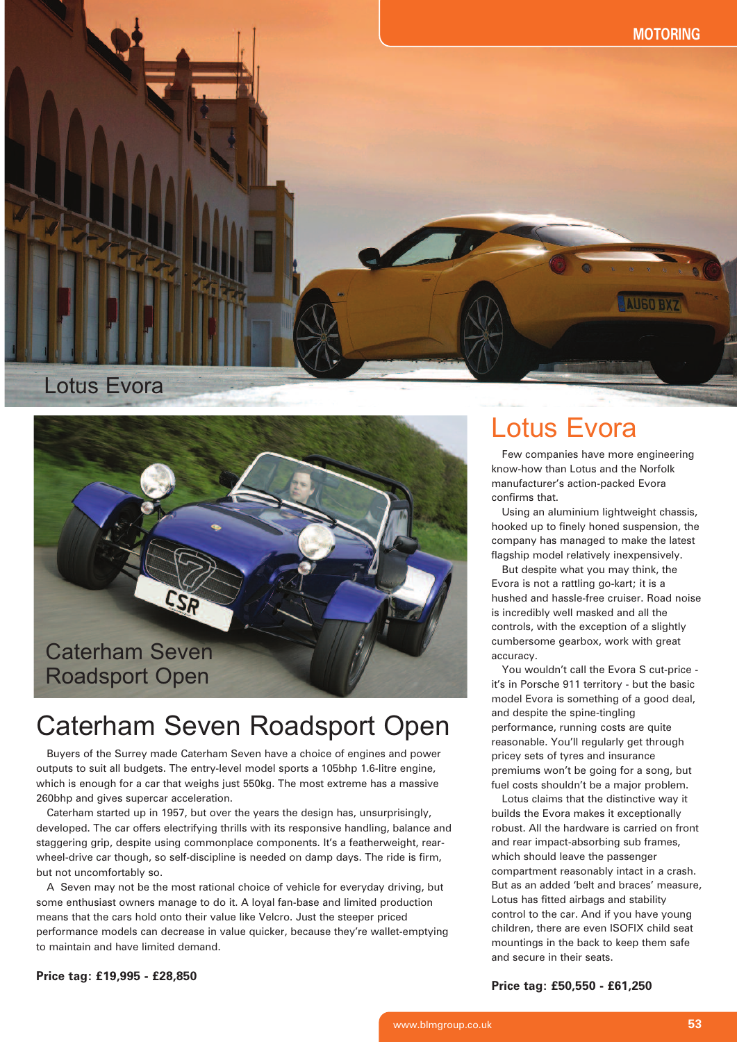Lotus Evora

Caterham Seven Roadsport Open

## Caterham Seven Roadsport Open

Buyers of the Surrey made Caterham Seven have a choice of engines and power outputs to suit all budgets. The entry-level model sports a 105bhp 1.6-litre engine, which is enough for a car that weighs just 550kg. The most extreme has a massive 260bhp and gives supercar acceleration.

Caterham started up in 1957, but over the years the design has, unsurprisingly, developed. The car offers electrifying thrills with its responsive handling, balance and staggering grip, despite using commonplace components. It's a featherweight, rear-wheel-drive car though, so self-discipline is needed on damp days. The ride is firm, but not uncomfortably so.

A Seven may not be the most rational choice of vehicle for everyday driving, but some enthusiast owners manage to do it. A loyal fan-base and limited production means that the cars hold onto their value like Velcro. Just the steeper priced performance models can decrease in value quicker, because they're wallet-emptying to maintain and have limited demand.

**Price tag: £19,995 - £28,850**

## Lotus Evora

Few companies have more engineering know-how than Lotus and the Norfolk manufacturer's action-packed Evora confirms that.

Using an aluminium lightweight chassis, hooked up to finely honed suspension, the company has managed to make the latest flagship model relatively inexpensively.

But despite what you may think, the Evora is not a rattling go-kart; it is a hushed and hassle-free cruiser. Road noise is incredibly well masked and all the controls, with the exception of a slightly cumbersome gearbox, work with great accuracy.

You wouldn't call the Evora S cut-price - it's in Porsche 911 territory - but the basic model Evora is something of a good deal, and despite the spine-tingling performance, running costs are quite reasonable. You'll regularly get through pricey sets of tyres and insurance premiums won't be going for a song, but fuel costs shouldn't be a major problem.

Lotus claims that the distinctive way it builds the Evora makes it exceptionally robust. All the hardware is carried on front and rear impact-absorbing sub frames, which should leave the passenger compartment reasonably intact in a crash. But as an added 'belt and braces' measure, Lotus has fitted airbags and stability control to the car. And if you have young children, there are even ISOFIX child seat mountings in the back to keep them safe and secure in their seats.

**Price tag: £50,550 - £61,250**